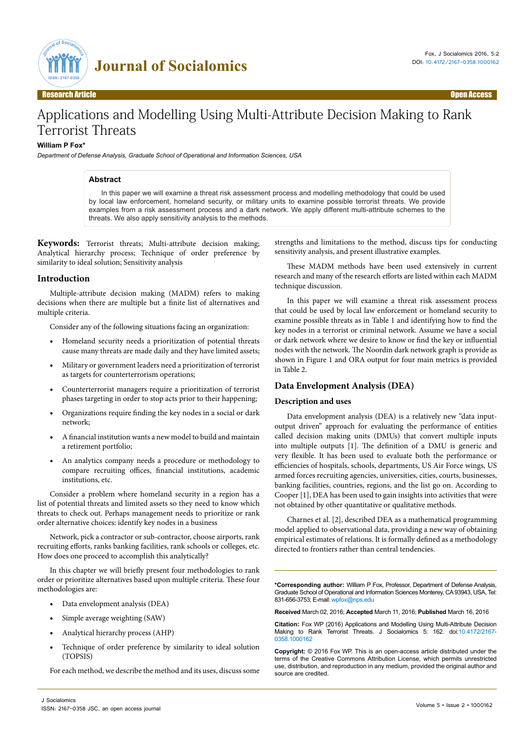Research Article | Open Access

# Applications and Modelling Using Multi-Attribute Decision Making to Rank Terrorist Threats

**William P Fox***

*Department of Defense Analysis, Graduate School of Operational and Information Sciences, USA*

## Abstract

In this paper we will examine a threat risk assessment process and modelling methodology that could be used by local law enforcement, homeland security, or military units to examine possible terrorist threats. We provide examples from a risk assessment process and a dark network. We apply different multi-attribute schemes to the threats. We also apply sensitivity analysis to the methods.

**Keywords:** Terrorist threats; Multi-attribute decision making; Analytical hierarchy process; Technique of order preference by similarity to ideal solution; Sensitivity analysis

## Introduction

Multiple-attribute decision making (MADM) refers to making decisions when there are multiple but a finite list of alternatives and multiple criteria.

Consider any of the following situations facing an organization:

- Homeland security needs a prioritization of potential threats cause many threats are made daily and they have limited assets;
- Military or government leaders need a prioritization of terrorist as targets for counterterrorism operations;
- Counterterrorist managers require a prioritization of terrorist phases targeting in order to stop acts prior to their happening;
- Organizations require finding the key nodes in a social or dark network;
- A financial institution wants a new model to build and maintain a retirement portfolio;
- An analytics company needs a procedure or methodology to compare recruiting offices, financial institutions, academic institutions, etc.

Consider a problem where homeland security in a region has a list of potential threats and limited assets so they need to know which threats to check out. Perhaps management needs to prioritize or rank order alternative choices: identify key nodes in a business

Network, pick a contractor or sub-contractor, choose airports, rank recruiting efforts, ranks banking facilities, rank schools or colleges, etc. How does one proceed to accomplish this analytically?

In this chapter we will briefly present four methodologies to rank order or prioritize alternatives based upon multiple criteria. These four methodologies are:

- Data envelopment analysis (DEA)
- Simple average weighting (SAW)
- Analytical hierarchy process (AHP)
- Technique of order preference by similarity to ideal solution (TOPSIS)

For each method, we describe the method and its uses, discuss some strengths and limitations to the method, discuss tips for conducting sensitivity analysis, and present illustrative examples.

These MADM methods have been used extensively in current research and many of the research efforts are listed within each MADM technique discussion.

In this paper we will examine a threat risk assessment process that could be used by local law enforcement or homeland security to examine possible threats as in Table 1 and identifying how to find the key nodes in a terrorist or criminal network. Assume we have a social or dark network where we desire to know or find the key or influential nodes with the network. The Noordin dark network graph is provide as shown in Figure 1 and ORA output for four main metrics is provided in Table 2.

## Data Envelopment Analysis (DEA)

### Description and uses

Data envelopment analysis (DEA) is a relatively new "data input-output driven" approach for evaluating the performance of entities called decision making units (DMUs) that convert multiple inputs into multiple outputs [1]. The definition of a DMU is generic and very flexible. It has been used to evaluate both the performance or efficiencies of hospitals, schools, departments, US Air Force wings, US armed forces recruiting agencies, universities, cities, courts, businesses, banking facilities, countries, regions, and the list go on. According to Cooper [1], DEA has been used to gain insights into activities that were not obtained by other quantitative or qualitative methods.

Charnes et al. [2], described DEA as a mathematical programming model applied to observational data, providing a new way of obtaining empirical estimates of relations. It is formally defined as a methodology directed to frontiers rather than central tendencies.

**\*Corresponding author:** William P Fox, Professor, Department of Defense Analysis, Graduate School of Operational and Information Sciences Monterey, CA 93943, USA, Tel: 831-656-3753; E-mail: wpfox@nps.edu

**Received** March 02, 2016; **Accepted** March 11, 2016; **Published** March 16, 2016

**Citation:** Fox WP (2016) Applications and Modelling Using Multi-Attribute Decision Making to Rank Terrorist Threats. J Socialomics 5: 162. doi:10.4172/2167-0358.1000162

**Copyright:** © 2016 Fox WP. This is an open-access article distributed under the terms of the Creative Commons Attribution License, which permits unrestricted use, distribution, and reproduction in any medium, provided the original author and source are credited.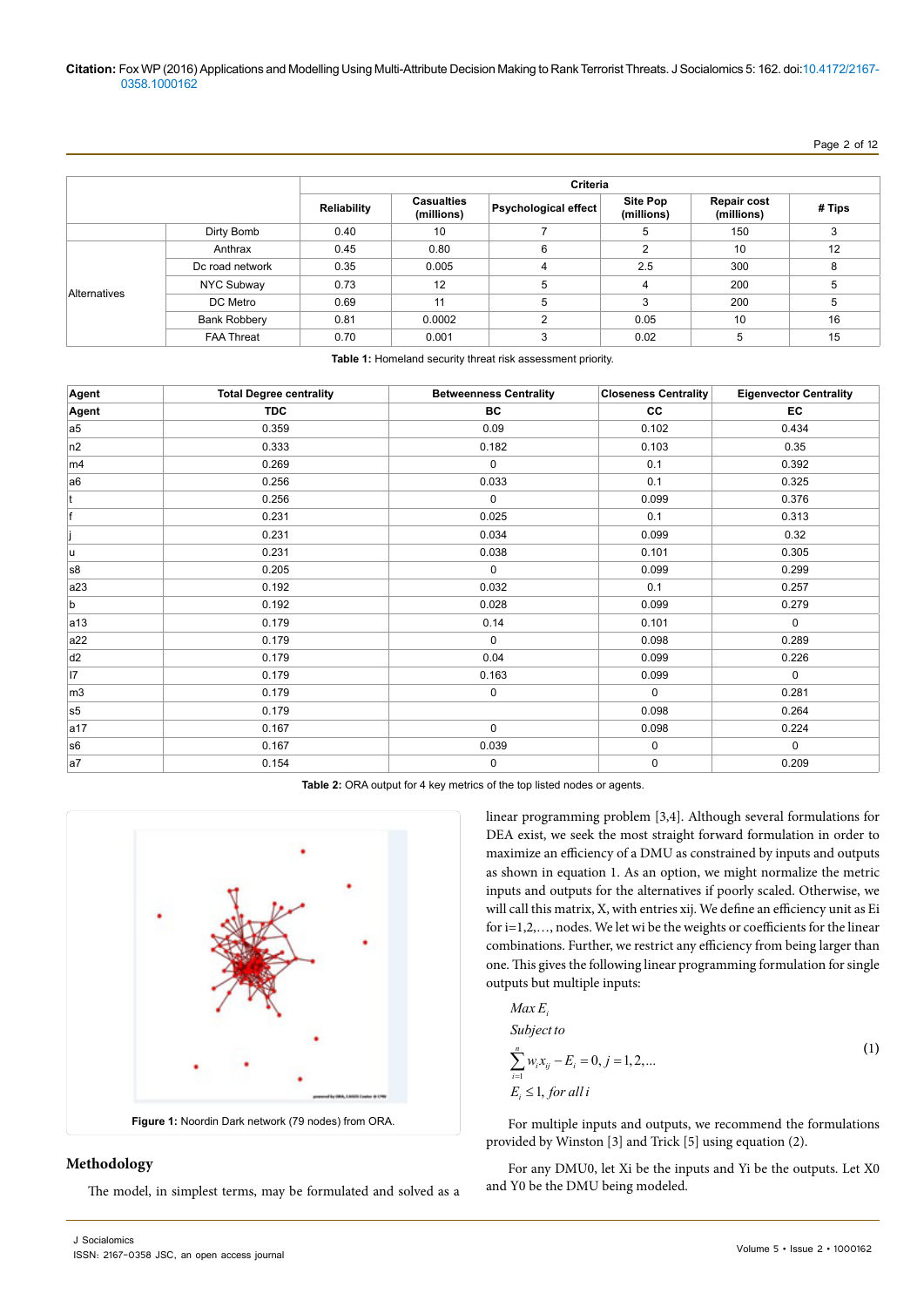| | | Criteria | | | | | |
|---|---|---|---|---|---|---|---|
| | | Reliability | Casualties (millions) | Psychological effect | Site Pop (millions) | Repair cost (millions) | # Tips |
| | Dirty Bomb | 0.40 | 10 | 7 | 5 | 150 | 3 |
| Alternatives | Anthrax | 0.45 | 0.80 | 6 | 2 | 10 | 12 |
| | Dc road network | 0.35 | 0.005 | 4 | 2.5 | 300 | 8 |
| | NYC Subway | 0.73 | 12 | 5 | 4 | 200 | 5 |
| | DC Metro | 0.69 | 11 | 5 | 3 | 200 | 5 |
| | Bank Robbery | 0.81 | 0.0002 | 2 | 0.05 | 10 | 16 |
| | FAA Threat | 0.70 | 0.001 | 3 | 0.02 | 5 | 15 |

**Table 1:** Homeland security threat risk assessment priority.

| Agent | Total Degree centrality | Betweenness Centrality | Closeness Centrality | Eigenvector Centrality |
|---|---|---|---|---|
| Agent | TDC | BC | CC | EC |
| a5 | 0.359 | 0.09 | 0.102 | 0.434 |
| n2 | 0.333 | 0.182 | 0.103 | 0.35 |
| m4 | 0.269 | 0 | 0.1 | 0.392 |
| a6 | 0.256 | 0.033 | 0.1 | 0.325 |
| t | 0.256 | 0 | 0.099 | 0.376 |
| f | 0.231 | 0.025 | 0.1 | 0.313 |
| j | 0.231 | 0.034 | 0.099 | 0.32 |
| u | 0.231 | 0.038 | 0.101 | 0.305 |
| s8 | 0.205 | 0 | 0.099 | 0.299 |
| a23 | 0.192 | 0.032 | 0.1 | 0.257 |
| b | 0.192 | 0.028 | 0.099 | 0.279 |
| a13 | 0.179 | 0.14 | 0.101 | 0 |
| a22 | 0.179 | 0 | 0.098 | 0.289 |
| d2 | 0.179 | 0.04 | 0.099 | 0.226 |
| l7 | 0.179 | 0.163 | 0.099 | 0 |
| m3 | 0.179 | 0 | 0 | 0.281 |
| s5 | 0.179 | | 0.098 | 0.264 |
| a17 | 0.167 | 0 | 0.098 | 0.224 |
| s6 | 0.167 | 0.039 | 0 | 0 |
| a7 | 0.154 | 0 | 0 | 0.209 |

**Table 2:** ORA output for 4 key metrics of the top listed nodes or agents.

**Figure 1:** Noordin Dark network (79 nodes) from ORA.

## Methodology

The model, in simplest terms, may be formulated and solved as a linear programming problem [3,4]. Although several formulations for DEA exist, we seek the most straight forward formulation in order to maximize an efficiency of a DMU as constrained by inputs and outputs as shown in equation 1. As an option, we might normalize the metric inputs and outputs for the alternatives if poorly scaled. Otherwise, we will call this matrix, X, with entries xij. We define an efficiency unit as Ei for i=1,2,…, nodes. We let wi be the weights or coefficients for the linear combinations. Further, we restrict any efficiency from being larger than one. This gives the following linear programming formulation for single outputs but multiple inputs:

$$
\begin{aligned}
&Max\ E_i \\
&Subject\ to \\
&\sum_{i=1}^{n} w_i x_{ij} - E_i = 0,\ j = 1,2,... \\
&E_i \leq 1,\ for\ all\ i
\end{aligned}
\tag{1}
$$

For multiple inputs and outputs, we recommend the formulations provided by Winston [3] and Trick [5] using equation (2).

For any DMU0, let Xi be the inputs and Yi be the outputs. Let X0 and Y0 be the DMU being modeled.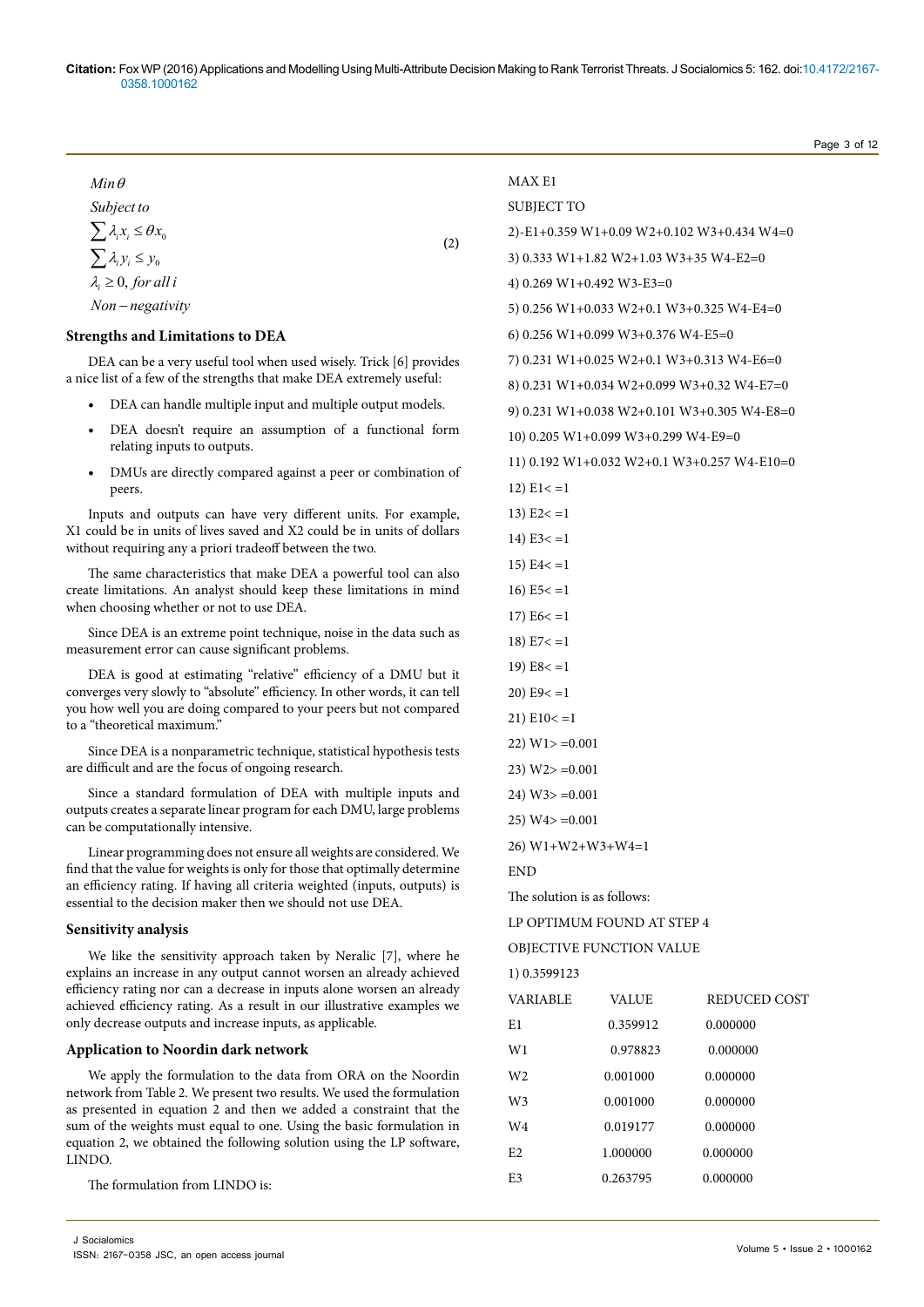$$
\begin{aligned}
&Min\,\theta \\
&Subject\ to \\
&\sum \lambda_i x_i \le \theta x_0 \\
&\sum \lambda_i y_i \le y_0 \\
&\lambda_i \ge 0,\ for\ all\ i \\
&Non-negativity
\end{aligned}
\tag{2}
$$

### Strengths and Limitations to DEA

DEA can be a very useful tool when used wisely. Trick [6] provides a nice list of a few of the strengths that make DEA extremely useful:

- DEA can handle multiple input and multiple output models.
- DEA doesn't require an assumption of a functional form relating inputs to outputs.
- DMUs are directly compared against a peer or combination of peers.

Inputs and outputs can have very different units. For example, X1 could be in units of lives saved and X2 could be in units of dollars without requiring any a priori tradeoff between the two.

The same characteristics that make DEA a powerful tool can also create limitations. An analyst should keep these limitations in mind when choosing whether or not to use DEA.

Since DEA is an extreme point technique, noise in the data such as measurement error can cause significant problems.

DEA is good at estimating "relative" efficiency of a DMU but it converges very slowly to "absolute" efficiency. In other words, it can tell you how well you are doing compared to your peers but not compared to a "theoretical maximum."

Since DEA is a nonparametric technique, statistical hypothesis tests are difficult and are the focus of ongoing research.

Since a standard formulation of DEA with multiple inputs and outputs creates a separate linear program for each DMU, large problems can be computationally intensive.

Linear programming does not ensure all weights are considered. We find that the value for weights is only for those that optimally determine an efficiency rating. If having all criteria weighted (inputs, outputs) is essential to the decision maker then we should not use DEA.

### Sensitivity analysis

We like the sensitivity approach taken by Neralic [7], where he explains an increase in any output cannot worsen an already achieved efficiency rating nor can a decrease in inputs alone worsen an already achieved efficiency rating. As a result in our illustrative examples we only decrease outputs and increase inputs, as applicable.

### Application to Noordin dark network

We apply the formulation to the data from ORA on the Noordin network from Table 2. We present two results. We used the formulation as presented in equation 2 and then we added a constraint that the sum of the weights must equal to one. Using the basic formulation in equation 2, we obtained the following solution using the LP software, LINDO.

The formulation from LINDO is:

```
MAX E1
SUBJECT TO
2)-E1+0.359 W1+0.09 W2+0.102 W3+0.434 W4=0
3) 0.333 W1+1.82 W2+1.03 W3+35 W4-E2=0
4) 0.269 W1+0.492 W3-E3=0
5) 0.256 W1+0.033 W2+0.1 W3+0.325 W4-E4=0
6) 0.256 W1+0.099 W3+0.376 W4-E5=0
7) 0.231 W1+0.025 W2+0.1 W3+0.313 W4-E6=0
8) 0.231 W1+0.034 W2+0.099 W3+0.32 W4-E7=0
9) 0.231 W1+0.038 W2+0.101 W3+0.305 W4-E8=0
10) 0.205 W1+0.099 W3+0.299 W4-E9=0
11) 0.192 W1+0.032 W2+0.1 W3+0.257 W4-E10=0
12) E1< =1
13) E2< =1
14) E3< =1
15) E4< =1
16) E5< =1
17) E6< =1
18) E7< =1
19) E8< =1
20) E9< =1
21) E10< =1
22) W1> =0.001
23) W2> =0.001
24) W3> =0.001
25) W4> =0.001
26) W1+W2+W3+W4=1
END
```

The solution is as follows:

```
LP OPTIMUM FOUND AT STEP 4
OBJECTIVE FUNCTION VALUE
1) 0.3599123
```

| VARIABLE | VALUE | REDUCED COST |
|---|---|---|
| E1 | 0.359912 | 0.000000 |
| W1 | 0.978823 | 0.000000 |
| W2 | 0.001000 | 0.000000 |
| W3 | 0.001000 | 0.000000 |
| W4 | 0.019177 | 0.000000 |
| E2 | 1.000000 | 0.000000 |
| E3 | 0.263795 | 0.000000 |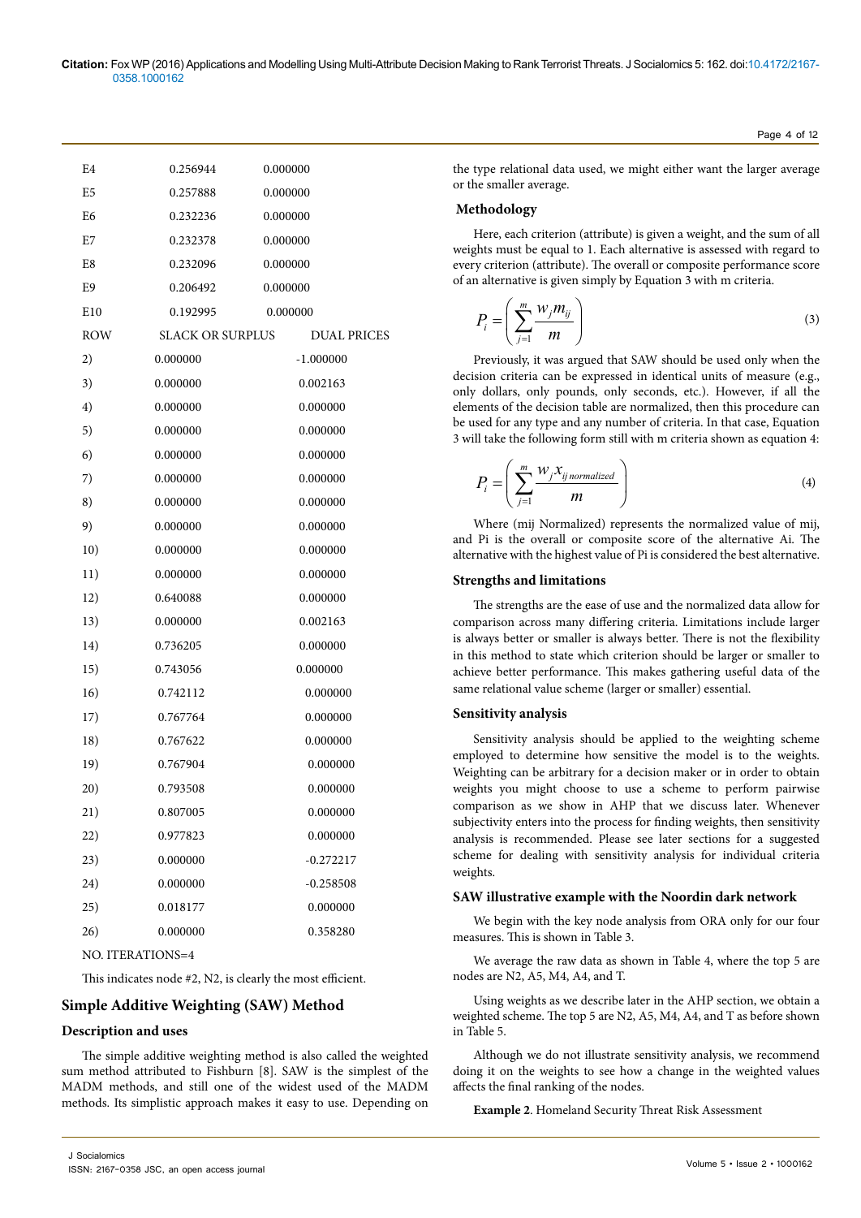| | | |
|---|---|---|
| E4 | 0.256944 | 0.000000 |
| E5 | 0.257888 | 0.000000 |
| E6 | 0.232236 | 0.000000 |
| E7 | 0.232378 | 0.000000 |
| E8 | 0.232096 | 0.000000 |
| E9 | 0.206492 | 0.000000 |
| E10 | 0.192995 | 0.000000 |

| ROW | SLACK OR SURPLUS | DUAL PRICES |
|---|---|---|
| 2) | 0.000000 | -1.000000 |
| 3) | 0.000000 | 0.002163 |
| 4) | 0.000000 | 0.000000 |
| 5) | 0.000000 | 0.000000 |
| 6) | 0.000000 | 0.000000 |
| 7) | 0.000000 | 0.000000 |
| 8) | 0.000000 | 0.000000 |
| 9) | 0.000000 | 0.000000 |
| 10) | 0.000000 | 0.000000 |
| 11) | 0.000000 | 0.000000 |
| 12) | 0.640088 | 0.000000 |
| 13) | 0.000000 | 0.002163 |
| 14) | 0.736205 | 0.000000 |
| 15) | 0.743056 | 0.000000 |
| 16) | 0.742112 | 0.000000 |
| 17) | 0.767764 | 0.000000 |
| 18) | 0.767622 | 0.000000 |
| 19) | 0.767904 | 0.000000 |
| 20) | 0.793508 | 0.000000 |
| 21) | 0.807005 | 0.000000 |
| 22) | 0.977823 | 0.000000 |
| 23) | 0.000000 | -0.272217 |
| 24) | 0.000000 | -0.258508 |
| 25) | 0.018177 | 0.000000 |
| 26) | 0.000000 | 0.358280 |

NO. ITERATIONS=4

This indicates node #2, N2, is clearly the most efficient.

## Simple Additive Weighting (SAW) Method

### Description and uses

The simple additive weighting method is also called the weighted sum method attributed to Fishburn [8]. SAW is the simplest of the MADM methods, and still one of the widest used of the MADM methods. Its simplistic approach makes it easy to use. Depending on the type relational data used, we might either want the larger average or the smaller average.

### Methodology

Here, each criterion (attribute) is given a weight, and the sum of all weights must be equal to 1. Each alternative is assessed with regard to every criterion (attribute). The overall or composite performance score of an alternative is given simply by Equation 3 with m criteria.

$$P_i = \left( \sum_{j=1}^{m} \frac{w_j m_{ij}}{m} \right) \tag{3}$$

Previously, it was argued that SAW should be used only when the decision criteria can be expressed in identical units of measure (e.g., only dollars, only pounds, only seconds, etc.). However, if all the elements of the decision table are normalized, then this procedure can be used for any type and any number of criteria. In that case, Equation 3 will take the following form still with m criteria shown as equation 4:

$$P_i = \left( \sum_{j=1}^{m} \frac{w_j x_{ij\,normalized}}{m} \right) \tag{4}$$

Where (mij Normalized) represents the normalized value of mij, and Pi is the overall or composite score of the alternative Ai. The alternative with the highest value of Pi is considered the best alternative.

### Strengths and limitations

The strengths are the ease of use and the normalized data allow for comparison across many differing criteria. Limitations include larger is always better or smaller is always better. There is not the flexibility in this method to state which criterion should be larger or smaller to achieve better performance. This makes gathering useful data of the same relational value scheme (larger or smaller) essential.

### Sensitivity analysis

Sensitivity analysis should be applied to the weighting scheme employed to determine how sensitive the model is to the weights. Weighting can be arbitrary for a decision maker or in order to obtain weights you might choose to use a scheme to perform pairwise comparison as we show in AHP that we discuss later. Whenever subjectivity enters into the process for finding weights, then sensitivity analysis is recommended. Please see later sections for a suggested scheme for dealing with sensitivity analysis for individual criteria weights.

### SAW illustrative example with the Noordin dark network

We begin with the key node analysis from ORA only for our four measures. This is shown in Table 3.

We average the raw data as shown in Table 4, where the top 5 are nodes are N2, A5, M4, A4, and T.

Using weights as we describe later in the AHP section, we obtain a weighted scheme. The top 5 are N2, A5, M4, A4, and T as before shown in Table 5.

Although we do not illustrate sensitivity analysis, we recommend doing it on the weights to see how a change in the weighted values affects the final ranking of the nodes.

**Example 2**. Homeland Security Threat Risk Assessment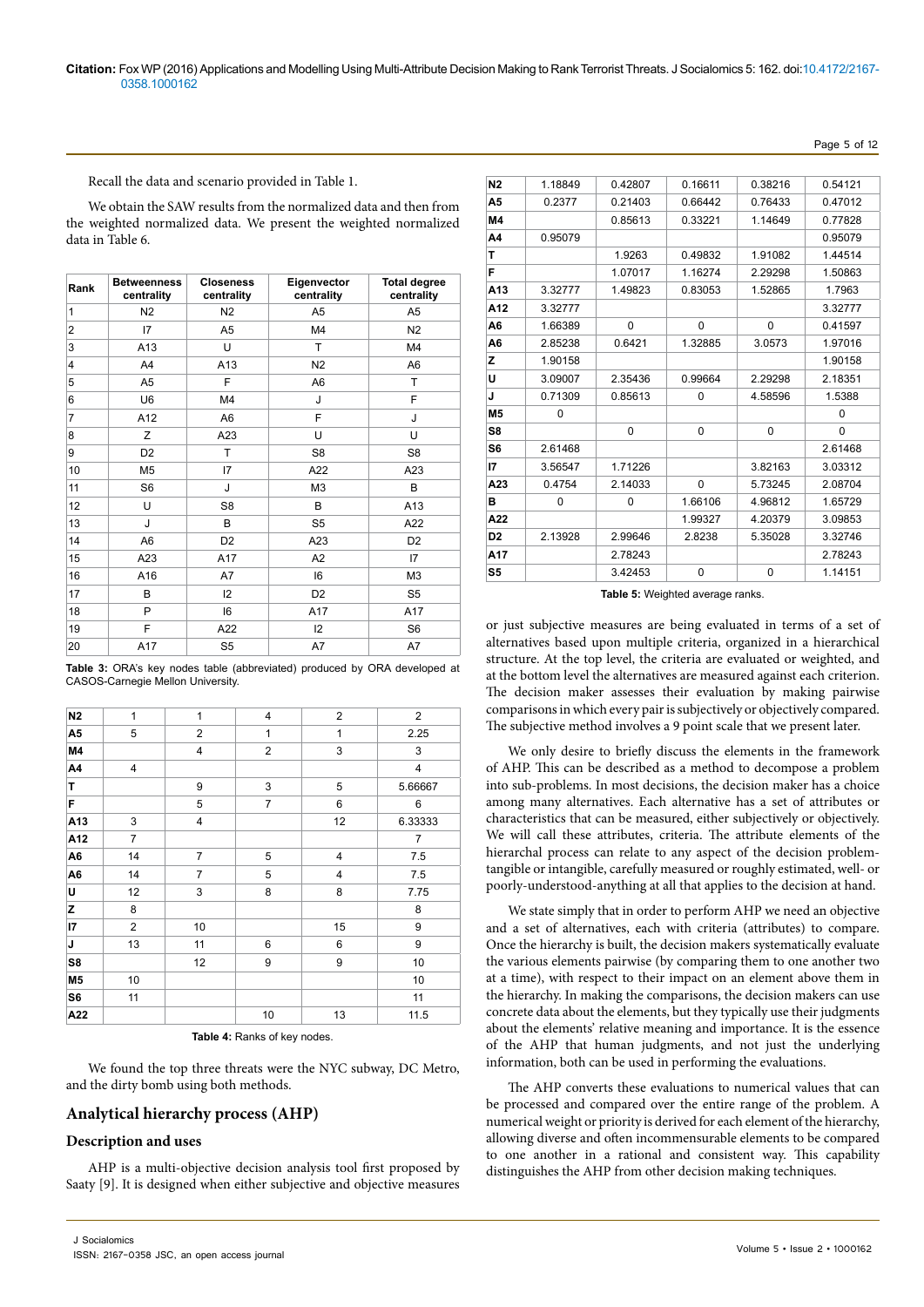Recall the data and scenario provided in Table 1.

We obtain the SAW results from the normalized data and then from the weighted normalized data. We present the weighted normalized data in Table 6.

| Rank | Betweenness centrality | Closeness centrality | Eigenvector centrality | Total degree centrality |
|---|---|---|---|---|
| 1 | N2 | N2 | A5 | A5 |
| 2 | I7 | A5 | M4 | N2 |
| 3 | A13 | U | T | M4 |
| 4 | A4 | A13 | N2 | A6 |
| 5 | A5 | F | A6 | T |
| 6 | U6 | M4 | J | F |
| 7 | A12 | A6 | F | J |
| 8 | Z | A23 | U | U |
| 9 | D2 | T | S8 | S8 |
| 10 | M5 | I7 | A22 | A23 |
| 11 | S6 | J | M3 | B |
| 12 | U | S8 | B | A13 |
| 13 | J | B | S5 | A22 |
| 14 | A6 | D2 | A23 | D2 |
| 15 | A23 | A17 | A2 | I7 |
| 16 | A16 | A7 | I6 | M3 |
| 17 | B | I2 | D2 | S5 |
| 18 | P | I6 | A17 | A17 |
| 19 | F | A22 | I2 | S6 |
| 20 | A17 | S5 | A7 | A7 |

**Table 3:** ORA's key nodes table (abbreviated) produced by ORA developed at CASOS-Carnegie Mellon University.

| | | | | | |
|---|---|---|---|---|---|
| N2 | 1 | 1 | 4 | 2 | 2 |
| A5 | 5 | 2 | 1 | 1 | 2.25 |
| M4 | | 4 | 2 | 3 | 3 |
| A4 | 4 | | | | 4 |
| T | | 9 | 3 | 5 | 5.66667 |
| F | | 5 | 7 | 6 | 6 |
| A13 | 3 | 4 | | 12 | 6.33333 |
| A12 | 7 | | | | 7 |
| A6 | 14 | 7 | 5 | 4 | 7.5 |
| A6 | 14 | 7 | 5 | 4 | 7.5 |
| U | 12 | 3 | 8 | 8 | 7.75 |
| Z | 8 | | | | 8 |
| I7 | 2 | 10 | | 15 | 9 |
| J | 13 | 11 | 6 | 6 | 9 |
| S8 | | 12 | 9 | 9 | 10 |
| M5 | 10 | | | | 10 |
| S6 | 11 | | | | 11 |
| A22 | | | 10 | 13 | 11.5 |

**Table 4:** Ranks of key nodes.

We found the top three threats were the NYC subway, DC Metro, and the dirty bomb using both methods.

## Analytical hierarchy process (AHP)

### Description and uses

AHP is a multi-objective decision analysis tool first proposed by Saaty [9]. It is designed when either subjective and objective measures or just subjective measures are being evaluated in terms of a set of alternatives based upon multiple criteria, organized in a hierarchical structure. At the top level, the criteria are evaluated or weighted, and at the bottom level the alternatives are measured against each criterion. The decision maker assesses their evaluation by making pairwise comparisons in which every pair is subjectively or objectively compared. The subjective method involves a 9 point scale that we present later.

| | | | | | |
|---|---|---|---|---|---|
| N2 | 1.18849 | 0.42807 | 0.16611 | 0.38216 | 0.54121 |
| A5 | 0.2377 | 0.21403 | 0.66442 | 0.76433 | 0.47012 |
| M4 | | 0.85613 | 0.33221 | 1.14649 | 0.77828 |
| A4 | 0.95079 | | | | 0.95079 |
| T | | 1.9263 | 0.49832 | 1.91082 | 1.44514 |
| F | | 1.07017 | 1.16274 | 2.29298 | 1.50863 |
| A13 | 3.32777 | 1.49823 | 0.83053 | 1.52865 | 1.7963 |
| A12 | 3.32777 | | | | 3.32777 |
| A6 | 1.66389 | 0 | 0 | 0 | 0.41597 |
| A6 | 2.85238 | 0.6421 | 1.32885 | 3.0573 | 1.97016 |
| Z | 1.90158 | | | | 1.90158 |
| U | 3.09007 | 2.35436 | 0.99664 | 2.29298 | 2.18351 |
| J | 0.71309 | 0.85613 | 0 | 4.58596 | 1.5388 |
| M5 | 0 | | | | 0 |
| S8 | | 0 | 0 | 0 | 0 |
| S6 | 2.61468 | | | | 2.61468 |
| I7 | 3.56547 | 1.71226 | | 3.82163 | 3.03312 |
| A23 | 0.4754 | 2.14033 | 0 | 5.73245 | 2.08704 |
| B | 0 | 0 | 1.66106 | 4.96812 | 1.65729 |
| A22 | | | 1.99327 | 4.20379 | 3.09853 |
| D2 | 2.13928 | 2.99646 | 2.8238 | 5.35028 | 3.32746 |
| A17 | | 2.78243 | | | 2.78243 |
| S5 | | 3.42453 | 0 | 0 | 1.14151 |

**Table 5:** Weighted average ranks.

We only desire to briefly discuss the elements in the framework of AHP. This can be described as a method to decompose a problem into sub-problems. In most decisions, the decision maker has a choice among many alternatives. Each alternative has a set of attributes or characteristics that can be measured, either subjectively or objectively. We will call these attributes, criteria. The attribute elements of the hierarchal process can relate to any aspect of the decision problem-tangible or intangible, carefully measured or roughly estimated, well- or poorly-understood-anything at all that applies to the decision at hand.

We state simply that in order to perform AHP we need an objective and a set of alternatives, each with criteria (attributes) to compare. Once the hierarchy is built, the decision makers systematically evaluate the various elements pairwise (by comparing them to one another two at a time), with respect to their impact on an element above them in the hierarchy. In making the comparisons, the decision makers can use concrete data about the elements, but they typically use their judgments about the elements' relative meaning and importance. It is the essence of the AHP that human judgments, and not just the underlying information, both can be used in performing the evaluations.

The AHP converts these evaluations to numerical values that can be processed and compared over the entire range of the problem. A numerical weight or priority is derived for each element of the hierarchy, allowing diverse and often incommensurable elements to be compared to one another in a rational and consistent way. This capability distinguishes the AHP from other decision making techniques.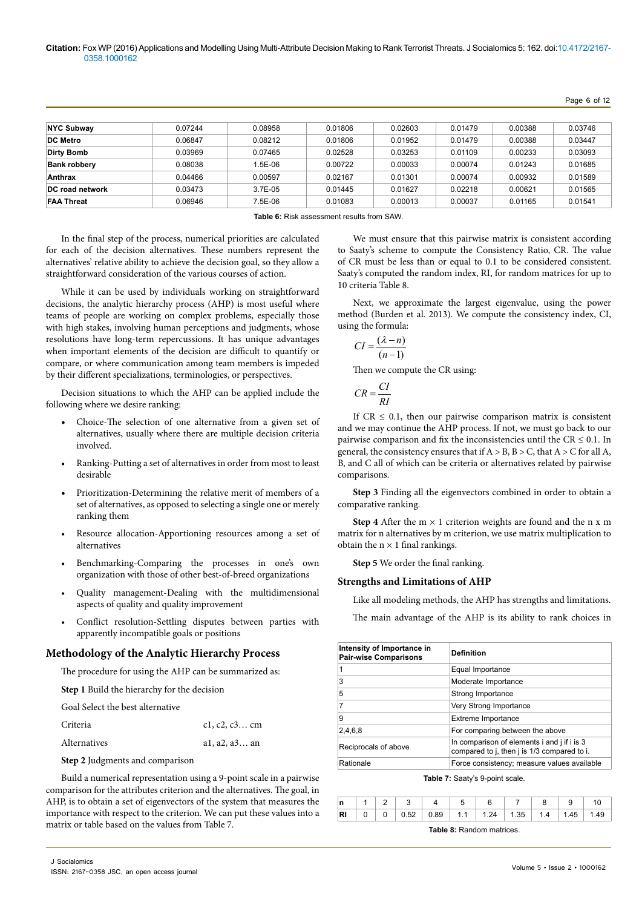| | | | | | | | |
|---|---|---|---|---|---|---|---|
| **NYC Subway** | 0.07244 | 0.08958 | 0.01806 | 0.02603 | 0.01479 | 0.00388 | 0.03746 |
| **DC Metro** | 0.06847 | 0.08212 | 0.01806 | 0.01952 | 0.01479 | 0.00388 | 0.03447 |
| **Dirty Bomb** | 0.03969 | 0.07465 | 0.02528 | 0.03253 | 0.01109 | 0.00233 | 0.03093 |
| **Bank robbery** | 0.08038 | 1.5E-06 | 0.00722 | 0.00033 | 0.00074 | 0.01243 | 0.01685 |
| **Anthrax** | 0.04466 | 0.00597 | 0.02167 | 0.01301 | 0.00074 | 0.00932 | 0.01589 |
| **DC road network** | 0.03473 | 3.7E-05 | 0.01445 | 0.01627 | 0.02218 | 0.00621 | 0.01565 |
| **FAA Threat** | 0.06946 | 7.5E-06 | 0.01083 | 0.00013 | 0.00037 | 0.01165 | 0.01541 |

**Table 6:** Risk assessment results from SAW.

In the final step of the process, numerical priorities are calculated for each of the decision alternatives. These numbers represent the alternatives' relative ability to achieve the decision goal, so they allow a straightforward consideration of the various courses of action.

While it can be used by individuals working on straightforward decisions, the analytic hierarchy process (AHP) is most useful where teams of people are working on complex problems, especially those with high stakes, involving human perceptions and judgments, whose resolutions have long-term repercussions. It has unique advantages when important elements of the decision are difficult to quantify or compare, or where communication among team members is impeded by their different specializations, terminologies, or perspectives.

Decision situations to which the AHP can be applied include the following where we desire ranking:

- Choice-The selection of one alternative from a given set of alternatives, usually where there are multiple decision criteria involved.
- Ranking-Putting a set of alternatives in order from most to least desirable
- Prioritization-Determining the relative merit of members of a set of alternatives, as opposed to selecting a single one or merely ranking them
- Resource allocation-Apportioning resources among a set of alternatives
- Benchmarking-Comparing the processes in one's own organization with those of other best-of-breed organizations
- Quality management-Dealing with the multidimensional aspects of quality and quality improvement
- Conflict resolution-Settling disputes between parties with apparently incompatible goals or positions

## Methodology of the Analytic Hierarchy Process

The procedure for using the AHP can be summarized as:

**Step 1** Build the hierarchy for the decision

Goal Select the best alternative

Criteria c1, c2, c3… cm

Alternatives a1, a2, a3… an

**Step 2** Judgments and comparison

Build a numerical representation using a 9-point scale in a pairwise comparison for the attributes criterion and the alternatives. The goal, in AHP, is to obtain a set of eigenvectors of the system that measures the importance with respect to the criterion. We can put these values into a matrix or table based on the values from Table 7.

We must ensure that this pairwise matrix is consistent according to Saaty's scheme to compute the Consistency Ratio, CR. The value of CR must be less than or equal to 0.1 to be considered consistent. Saaty's computed the random index, RI, for random matrices for up to 10 criteria Table 8.

Next, we approximate the largest eigenvalue, using the power method (Burden et al. 2013). We compute the consistency index, CI, using the formula:

$$CI = \frac{(\lambda - n)}{(n-1)}$$

Then we compute the CR using:

$$CR = \frac{CI}{RI}$$

If CR ≤ 0.1, then our pairwise comparison matrix is consistent and we may continue the AHP process. If not, we must go back to our pairwise comparison and fix the inconsistencies until the CR ≤ 0.1. In general, the consistency ensures that if A > B, B > C, that A > C for all A, B, and C all of which can be criteria or alternatives related by pairwise comparisons.

**Step 3** Finding all the eigenvectors combined in order to obtain a comparative ranking.

**Step 4** After the m × 1 criterion weights are found and the n x m matrix for n alternatives by m criterion, we use matrix multiplication to obtain the n × 1 final rankings.

**Step 5** We order the final ranking.

### Strengths and Limitations of AHP

Like all modeling methods, the AHP has strengths and limitations.

The main advantage of the AHP is its ability to rank choices in

| Intensity of Importance in Pair-wise Comparisons | Definition |
|---|---|
| 1 | Equal Importance |
| 3 | Moderate Importance |
| 5 | Strong Importance |
| 7 | Very Strong Importance |
| 9 | Extreme Importance |
| 2,4,6,8 | For comparing between the above |
| Reciprocals of above | In comparison of elements i and j if i is 3 compared to j, then j is 1/3 compared to i. |
| Rationale | Force consistency; measure values available |

**Table 7:** Saaty's 9-point scale.

| n | 1 | 2 | 3 | 4 | 5 | 6 | 7 | 8 | 9 | 10 |
|---|---|---|---|---|---|---|---|---|---|---|
| RI | 0 | 0 | 0.52 | 0.89 | 1.1 | 1.24 | 1.35 | 1.4 | 1.45 | 1.49 |

**Table 8:** Random matrices.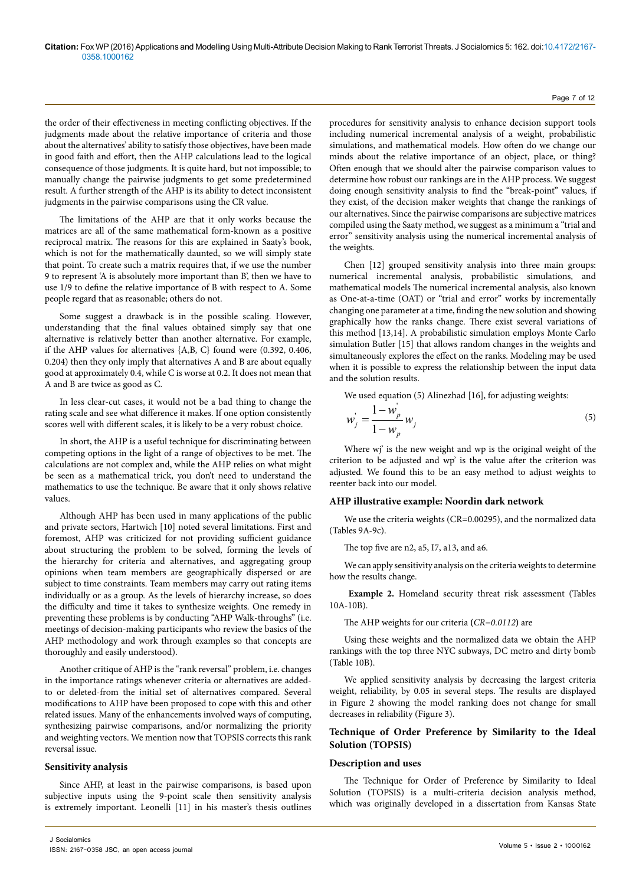the order of their effectiveness in meeting conflicting objectives. If the judgments made about the relative importance of criteria and those about the alternatives' ability to satisfy those objectives, have been made in good faith and effort, then the AHP calculations lead to the logical consequence of those judgments. It is quite hard, but not impossible; to manually change the pairwise judgments to get some predetermined result. A further strength of the AHP is its ability to detect inconsistent judgments in the pairwise comparisons using the CR value.

The limitations of the AHP are that it only works because the matrices are all of the same mathematical form-known as a positive reciprocal matrix. The reasons for this are explained in Saaty's book, which is not for the mathematically daunted, so we will simply state that point. To create such a matrix requires that, if we use the number 9 to represent 'A is absolutely more important than B', then we have to use 1/9 to define the relative importance of B with respect to A. Some people regard that as reasonable; others do not.

Some suggest a drawback is in the possible scaling. However, understanding that the final values obtained simply say that one alternative is relatively better than another alternative. For example, if the AHP values for alternatives {A,B, C} found were (0.392, 0.406, 0.204) then they only imply that alternatives A and B are about equally good at approximately 0.4, while C is worse at 0.2. It does not mean that A and B are twice as good as C.

In less clear-cut cases, it would not be a bad thing to change the rating scale and see what difference it makes. If one option consistently scores well with different scales, it is likely to be a very robust choice.

In short, the AHP is a useful technique for discriminating between competing options in the light of a range of objectives to be met. The calculations are not complex and, while the AHP relies on what might be seen as a mathematical trick, you don't need to understand the mathematics to use the technique. Be aware that it only shows relative values.

Although AHP has been used in many applications of the public and private sectors, Hartwich [10] noted several limitations. First and foremost, AHP was criticized for not providing sufficient guidance about structuring the problem to be solved, forming the levels of the hierarchy for criteria and alternatives, and aggregating group opinions when team members are geographically dispersed or are subject to time constraints. Team members may carry out rating items individually or as a group. As the levels of hierarchy increase, so does the difficulty and time it takes to synthesize weights. One remedy in preventing these problems is by conducting "AHP Walk-throughs" (i.e. meetings of decision-making participants who review the basics of the AHP methodology and work through examples so that concepts are thoroughly and easily understood).

Another critique of AHP is the "rank reversal" problem, i.e. changes in the importance ratings whenever criteria or alternatives are added-to or deleted-from the initial set of alternatives compared. Several modifications to AHP have been proposed to cope with this and other related issues. Many of the enhancements involved ways of computing, synthesizing pairwise comparisons, and/or normalizing the priority and weighting vectors. We mention now that TOPSIS corrects this rank reversal issue.

### Sensitivity analysis

Since AHP, at least in the pairwise comparisons, is based upon subjective inputs using the 9-point scale then sensitivity analysis is extremely important. Leonelli [11] in his master's thesis outlines procedures for sensitivity analysis to enhance decision support tools including numerical incremental analysis of a weight, probabilistic simulations, and mathematical models. How often do we change our minds about the relative importance of an object, place, or thing? Often enough that we should alter the pairwise comparison values to determine how robust our rankings are in the AHP process. We suggest doing enough sensitivity analysis to find the "break-point" values, if they exist, of the decision maker weights that change the rankings of our alternatives. Since the pairwise comparisons are subjective matrices compiled using the Saaty method, we suggest as a minimum a "trial and error" sensitivity analysis using the numerical incremental analysis of the weights.

Chen [12] grouped sensitivity analysis into three main groups: numerical incremental analysis, probabilistic simulations, and mathematical models The numerical incremental analysis, also known as One-at-a-time (OAT) or "trial and error" works by incrementally changing one parameter at a time, finding the new solution and showing graphically how the ranks change. There exist several variations of this method [13,14]. A probabilistic simulation employs Monte Carlo simulation Butler [15] that allows random changes in the weights and simultaneously explores the effect on the ranks. Modeling may be used when it is possible to express the relationship between the input data and the solution results.

We used equation (5) Alinezhad [16], for adjusting weights:

$$w_j' = \frac{1 - w_p'}{1 - w_p} w_j \tag{5}$$

Where wj' is the new weight and wp is the original weight of the criterion to be adjusted and wp' is the value after the criterion was adjusted. We found this to be an easy method to adjust weights to reenter back into our model.

### AHP illustrative example: Noordin dark network

We use the criteria weights (CR=0.00295), and the normalized data (Tables 9A-9c).

The top five are n2, a5, I7, a13, and a6.

We can apply sensitivity analysis on the criteria weights to determine how the results change.

**Example 2.** Homeland security threat risk assessment (Tables 10A-10B).

The AHP weights for our criteria (*CR=0.0112*) are

Using these weights and the normalized data we obtain the AHP rankings with the top three NYC subways, DC metro and dirty bomb (Table 10B).

We applied sensitivity analysis by decreasing the largest criteria weight, reliability, by 0.05 in several steps. The results are displayed in Figure 2 showing the model ranking does not change for small decreases in reliability (Figure 3).

## Technique of Order Preference by Similarity to the Ideal Solution (TOPSIS)

### Description and uses

The Technique for Order of Preference by Similarity to Ideal Solution (TOPSIS) is a multi-criteria decision analysis method, which was originally developed in a dissertation from Kansas State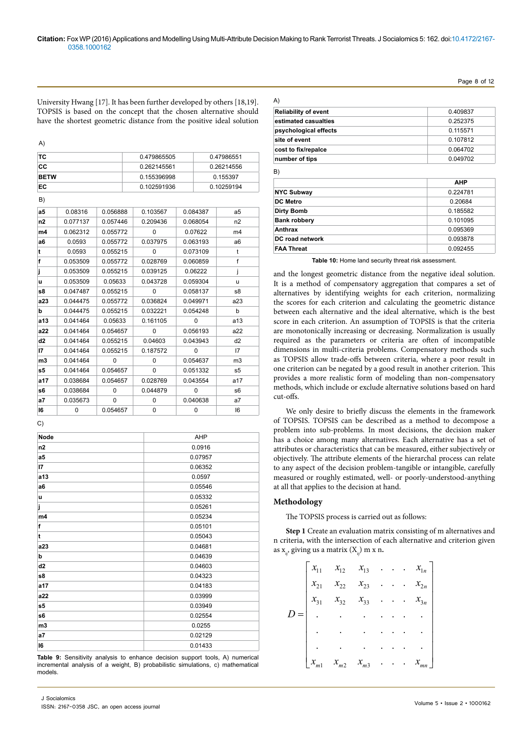University Hwang [17]. It has been further developed by others [18,19]. TOPSIS is based on the concept that the chosen alternative should have the shortest geometric distance from the positive ideal solution

A)

| TC | 0.479865505 | 0.47986551 |
|---|---|---|
| CC | 0.262145561 | 0.26214556 |
| BETW | 0.155396998 | 0.155397 |
| EC | 0.102591936 | 0.10259194 |

B)

| a5 | 0.08316 | 0.056888 | 0.103567 | 0.084387 | a5 |
|---|---|---|---|---|---|
| n2 | 0.077137 | 0.057446 | 0.209436 | 0.068054 | n2 |
| m4 | 0.062312 | 0.055772 | 0 | 0.07622 | m4 |
| a6 | 0.0593 | 0.055772 | 0.037975 | 0.063193 | a6 |
| t | 0.0593 | 0.055215 | 0 | 0.073109 | t |
| f | 0.053509 | 0.055772 | 0.028769 | 0.060859 | f |
| j | 0.053509 | 0.055215 | 0.039125 | 0.06222 | j |
| u | 0.053509 | 0.05633 | 0.043728 | 0.059304 | u |
| s8 | 0.047487 | 0.055215 | 0 | 0.058137 | s8 |
| a23 | 0.044475 | 0.055772 | 0.036824 | 0.049971 | a23 |
| b | 0.044475 | 0.055215 | 0.032221 | 0.054248 | b |
| a13 | 0.041464 | 0.05633 | 0.161105 | 0 | a13 |
| a22 | 0.041464 | 0.054657 | 0 | 0.056193 | a22 |
| d2 | 0.041464 | 0.055215 | 0.04603 | 0.043943 | d2 |
| l7 | 0.041464 | 0.055215 | 0.187572 | 0 | l7 |
| m3 | 0.041464 | 0 | 0 | 0.054637 | m3 |
| s5 | 0.041464 | 0.054657 | 0 | 0.051332 | s5 |
| a17 | 0.038684 | 0.054657 | 0.028769 | 0.043554 | a17 |
| s6 | 0.038684 | 0 | 0.044879 | 0 | s6 |
| a7 | 0.035673 | 0 | 0 | 0.040638 | a7 |
| l6 | 0 | 0.054657 | 0 | 0 | l6 |

C)

| Node | AHP |
|---|---|
| n2 | 0.0916 |
| a5 | 0.07957 |
| l7 | 0.06352 |
| a13 | 0.0597 |
| a6 | 0.05546 |
| u | 0.05332 |
| j | 0.05261 |
| m4 | 0.05234 |
| f | 0.05101 |
| t | 0.05043 |
| a23 | 0.04681 |
| b | 0.04639 |
| d2 | 0.04603 |
| s8 | 0.04323 |
| a17 | 0.04183 |
| a22 | 0.03999 |
| s5 | 0.03949 |
| s6 | 0.02554 |
| m3 | 0.0255 |
| a7 | 0.02129 |
| l6 | 0.01433 |

**Table 9:** Sensitivity analysis to enhance decision support tools, A) numerical incremental analysis of a weight, B) probabilistic simulations, c) mathematical models.

A)

| Reliability of event | 0.409837 |
|---|---|
| estimated casualties | 0.252375 |
| psychological effects | 0.115571 |
| site of event | 0.107812 |
| cost to fix/repalce | 0.064702 |
| number of tips | 0.049702 |

B)

| | AHP |
|---|---|
| NYC Subway | 0.224781 |
| DC Metro | 0.20684 |
| Dirty Bomb | 0.185582 |
| Bank robbery | 0.101095 |
| Anthrax | 0.095369 |
| DC road network | 0.093878 |
| FAA Threat | 0.092455 |

**Table 10:** Home land security threat risk assessment.

and the longest geometric distance from the negative ideal solution. It is a method of compensatory aggregation that compares a set of alternatives by identifying weights for each criterion, normalizing the scores for each criterion and calculating the geometric distance between each alternative and the ideal alternative, which is the best score in each criterion. An assumption of TOPSIS is that the criteria are monotonically increasing or decreasing. Normalization is usually required as the parameters or criteria are often of incompatible dimensions in multi-criteria problems. Compensatory methods such as TOPSIS allow trade-offs between criteria, where a poor result in one criterion can be negated by a good result in another criterion. This provides a more realistic form of modeling than non-compensatory methods, which include or exclude alternative solutions based on hard cut-offs.

We only desire to briefly discuss the elements in the framework of TOPSIS. TOPSIS can be described as a method to decompose a problem into sub-problems. In most decisions, the decision maker has a choice among many alternatives. Each alternative has a set of attributes or characteristics that can be measured, either subjectively or objectively. The attribute elements of the hierarchal process can relate to any aspect of the decision problem-tangible or intangible, carefully measured or roughly estimated, well- or poorly-understood-anything at all that applies to the decision at hand.

## Methodology

The TOPSIS process is carried out as follows:

**Step 1** Create an evaluation matrix consisting of m alternatives and n criteria, with the intersection of each alternative and criterion given as $x_{ij}$, giving us a matrix $(X_{ij})$ m x n**.**

$$D = \begin{bmatrix} x_{11} & x_{12} & x_{13} & . & . & . & x_{1n} \\ x_{21} & x_{22} & x_{23} & . & . & . & x_{2n} \\ x_{31} & x_{32} & x_{33} & . & . & . & x_{3n} \\ . & . & . & . & . & . & . \\ . & . & . & . & . & . & . \\ . & . & . & . & . & . & . \\ x_{m1} & x_{m2} & x_{m3} & . & . & . & x_{mn} \end{bmatrix}$$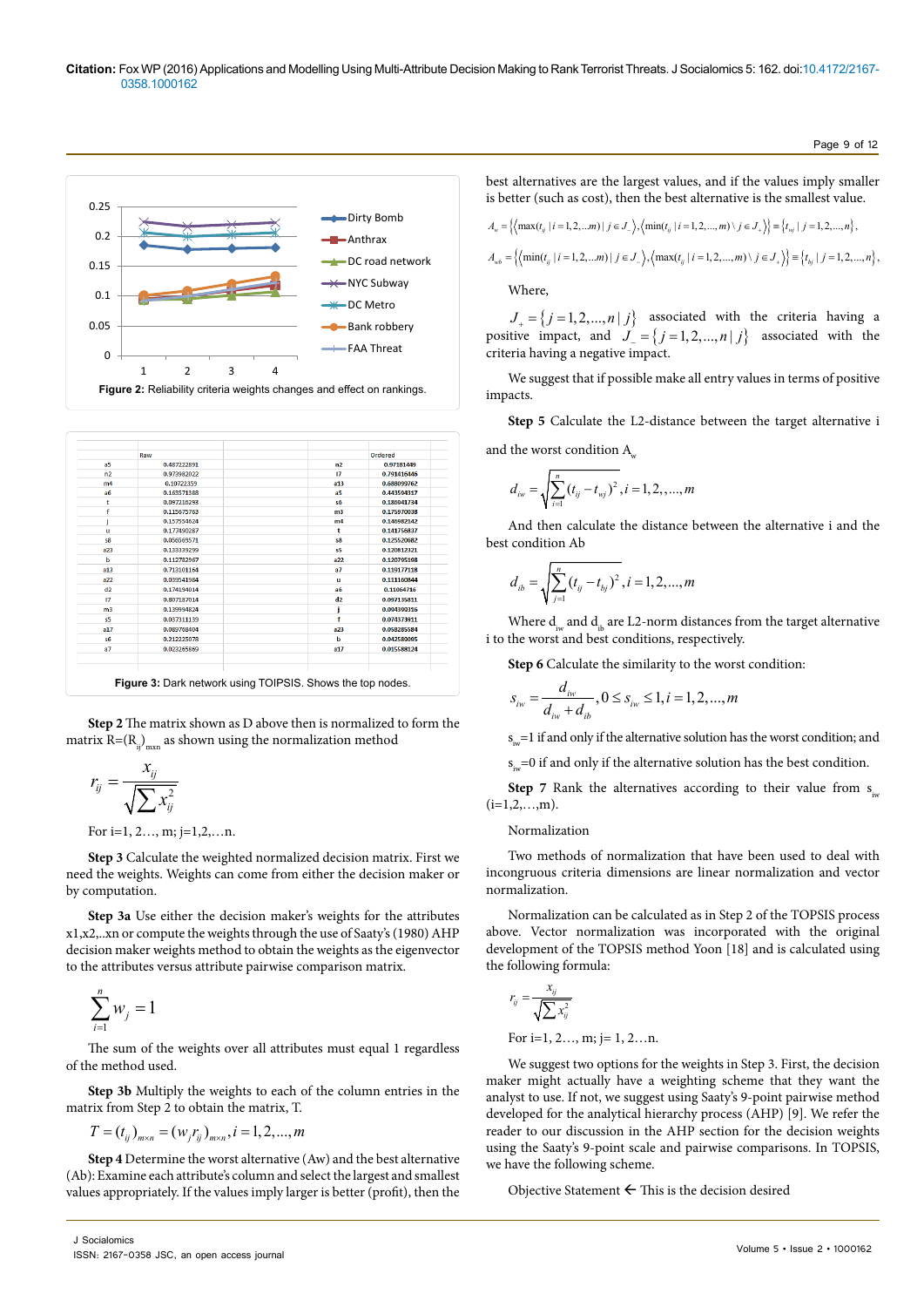Figure 2: Reliability criteria weights changes and effect on rankings.

| Raw | | Ordered | |
|---|---|---|---|
| a5 | 0.487222891 | n2 | 0.97181449 |
| n2 | 0.973982022 | l7 | 0.791416446 |
| m4 | 0.10722359 | a13 | 0.688099762 |
| a6 | 0.163571388 | a5 | 0.443564317 |
| t | 0.097218293 | s6 | 0.180041734 |
| f | 0.115975763 | m3 | 0.175970038 |
| j | 0.157558628 | m4 | 0.146982142 |
| u | 0.177490287 | t | 0.141756837 |
| s8 | 0.056569571 | s8 | 0.125520682 |
| a23 | 0.133339299 | s5 | 0.120812321 |
| b | 0.112782967 | a22 | 0.120705108 |
| a13 | 0.713101164 | a7 | 0.119177118 |
| a22 | 0.039541984 | u | 0.111100844 |
| d2 | 0.174194014 | a6 | 0.11064716 |
| l7 | 0.807187014 | d2 | 0.097135811 |
| m3 | 0.139994824 | j | 0.094399356 |
| s5 | 0.037311139 | f | 0.074373911 |
| a17 | 0.069768404 | a23 | 0.058285584 |
| s6 | 0.212225078 | b | 0.042580005 |
| a7 | 0.023265869 | a17 | 0.015588124 |

Figure 3: Dark network using TOIPSIS. Shows the top nodes.

**Step 2** The matrix shown as D above then is normalized to form the matrix $R=(R_{ij})_{mxn}$ as shown using the normalization method

$$r_{ij} = \frac{x_{ij}}{\sqrt{\sum x_{ij}^2}}$$

For i=1, 2…, m; j=1,2,…n.

**Step 3** Calculate the weighted normalized decision matrix. First we need the weights. Weights can come from either the decision maker or by computation.

**Step 3a** Use either the decision maker's weights for the attributes x1,x2,..xn or compute the weights through the use of Saaty's (1980) AHP decision maker weights method to obtain the weights as the eigenvector to the attributes versus attribute pairwise comparison matrix.

$$\sum_{i=1}^{n} w_j = 1$$

The sum of the weights over all attributes must equal 1 regardless of the method used.

**Step 3b** Multiply the weights to each of the column entries in the matrix from Step 2 to obtain the matrix, T.

$$T = (t_{ij})_{m \times n} = (w_j r_{ij})_{m \times n}, i = 1,2,...,m$$

**Step 4** Determine the worst alternative (Aw) and the best alternative (Ab): Examine each attribute's column and select the largest and smallest values appropriately. If the values imply larger is better (profit), then the best alternatives are the largest values, and if the values imply smaller is better (such as cost), then the best alternative is the smallest value.

$$A_w = \{\langle \max(t_{ij} \mid i = 1,2,...m) \mid j \in J_-\rangle, \langle \min(t_{ij} \mid i = 1,2,...,m) \setminus j \in J_+\rangle\} \equiv \{t_{wj} \mid j = 1,2,...,n\},$$

$$A_{wb} = \{\langle \min(t_{ij} \mid i = 1,2,...m) \mid j \in J_-\rangle, \langle \max(t_{ij} \mid i = 1,2,...,m) \setminus j \in J_+\rangle\} \equiv \{t_{bj} \mid j = 1,2,...,n\},$$

Where,

$J_+ = \{j = 1,2,...,n \mid j\}$ associated with the criteria having a positive impact, and $J_- = \{j = 1,2,...,n \mid j\}$ associated with the criteria having a negative impact.

We suggest that if possible make all entry values in terms of positive impacts.

**Step 5** Calculate the L2-distance between the target alternative i and the worst condition $A_w$

$$d_{iw} = \sqrt{\sum_{i=1}^{n} (t_{ij} - t_{wj})^2}, i = 1,2,...,m$$

And then calculate the distance between the alternative i and the best condition Ab

$$d_{ib} = \sqrt{\sum_{j=1}^{n} (t_{ij} - t_{bj})^2}, i = 1,2,...,m$$

Where $d_{iw}$ and $d_{ib}$ are L2-norm distances from the target alternative i to the worst and best conditions, respectively.

**Step 6** Calculate the similarity to the worst condition:

$$s_{iw} = \frac{d_{iw}}{d_{iw} + d_{ib}}, 0 \le s_{iw} \le 1, i = 1,2,...,m$$

$s_{iw}$=1 if and only if the alternative solution has the worst condition; and

$s_{iw}$=0 if and only if the alternative solution has the best condition.

**Step 7** Rank the alternatives according to their value from $s_{iw}$ (i=1,2,…,m).

Normalization

Two methods of normalization that have been used to deal with incongruous criteria dimensions are linear normalization and vector normalization.

Normalization can be calculated as in Step 2 of the TOPSIS process above. Vector normalization was incorporated with the original development of the TOPSIS method Yoon [18] and is calculated using the following formula:

$$r_{ij} = \frac{x_{ij}}{\sqrt{\sum x_{ij}^2}}$$

For i=1, 2…, m; j= 1, 2…n.

We suggest two options for the weights in Step 3. First, the decision maker might actually have a weighting scheme that they want the analyst to use. If not, we suggest using Saaty's 9-point pairwise method developed for the analytical hierarchy process (AHP) [9]. We refer the reader to our discussion in the AHP section for the decision weights using the Saaty's 9-point scale and pairwise comparisons. In TOPSIS, we have the following scheme.

Objective Statement ← This is the decision desired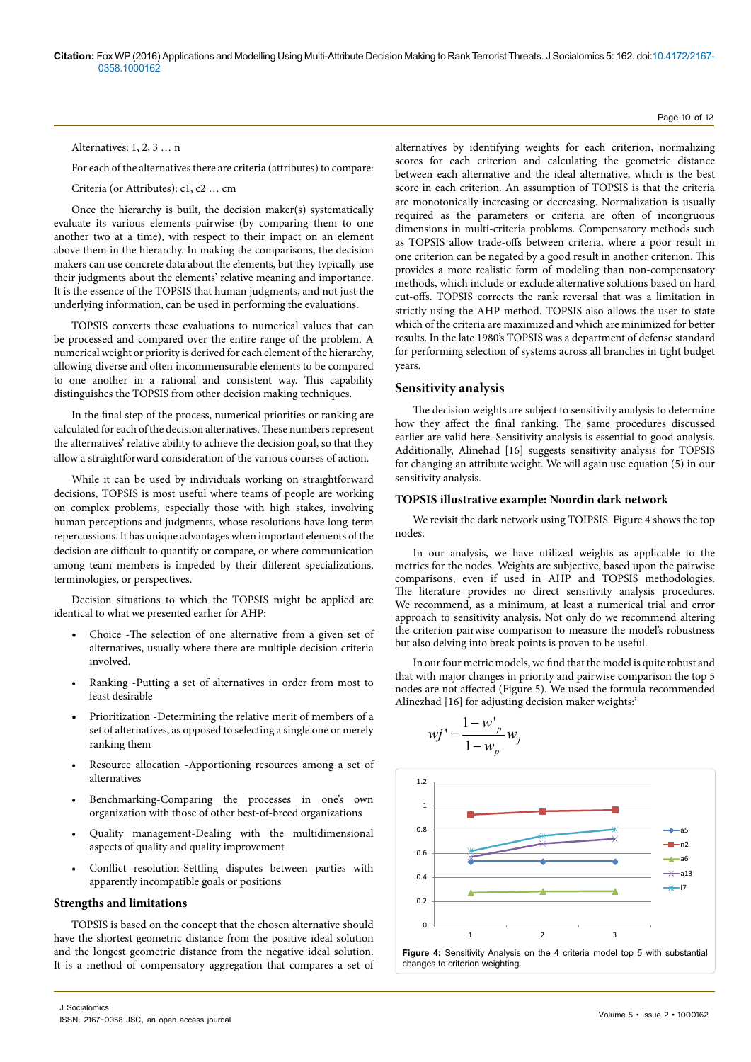Alternatives: 1, 2, 3 … n

For each of the alternatives there are criteria (attributes) to compare:

Criteria (or Attributes): c1, c2 … cm

Once the hierarchy is built, the decision maker(s) systematically evaluate its various elements pairwise (by comparing them to one another two at a time), with respect to their impact on an element above them in the hierarchy. In making the comparisons, the decision makers can use concrete data about the elements, but they typically use their judgments about the elements' relative meaning and importance. It is the essence of the TOPSIS that human judgments, and not just the underlying information, can be used in performing the evaluations.

TOPSIS converts these evaluations to numerical values that can be processed and compared over the entire range of the problem. A numerical weight or priority is derived for each element of the hierarchy, allowing diverse and often incommensurable elements to be compared to one another in a rational and consistent way. This capability distinguishes the TOPSIS from other decision making techniques.

In the final step of the process, numerical priorities or ranking are calculated for each of the decision alternatives. These numbers represent the alternatives' relative ability to achieve the decision goal, so that they allow a straightforward consideration of the various courses of action.

While it can be used by individuals working on straightforward decisions, TOPSIS is most useful where teams of people are working on complex problems, especially those with high stakes, involving human perceptions and judgments, whose resolutions have long-term repercussions. It has unique advantages when important elements of the decision are difficult to quantify or compare, or where communication among team members is impeded by their different specializations, terminologies, or perspectives.

Decision situations to which the TOPSIS might be applied are identical to what we presented earlier for AHP:

- Choice -The selection of one alternative from a given set of alternatives, usually where there are multiple decision criteria involved.
- Ranking -Putting a set of alternatives in order from most to least desirable
- Prioritization -Determining the relative merit of members of a set of alternatives, as opposed to selecting a single one or merely ranking them
- Resource allocation -Apportioning resources among a set of alternatives
- Benchmarking-Comparing the processes in one's own organization with those of other best-of-breed organizations
- Quality management-Dealing with the multidimensional aspects of quality and quality improvement
- Conflict resolution-Settling disputes between parties with apparently incompatible goals or positions

## Strengths and limitations

TOPSIS is based on the concept that the chosen alternative should have the shortest geometric distance from the positive ideal solution and the longest geometric distance from the negative ideal solution. It is a method of compensatory aggregation that compares a set of alternatives by identifying weights for each criterion, normalizing scores for each criterion and calculating the geometric distance between each alternative and the ideal alternative, which is the best score in each criterion. An assumption of TOPSIS is that the criteria are monotonically increasing or decreasing. Normalization is usually required as the parameters or criteria are often of incongruous dimensions in multi-criteria problems. Compensatory methods such as TOPSIS allow trade-offs between criteria, where a poor result in one criterion can be negated by a good result in another criterion. This provides a more realistic form of modeling than non-compensatory methods, which include or exclude alternative solutions based on hard cut-offs. TOPSIS corrects the rank reversal that was a limitation in strictly using the AHP method. TOPSIS also allows the user to state which of the criteria are maximized and which are minimized for better results. In the late 1980's TOPSIS was a department of defense standard for performing selection of systems across all branches in tight budget years.

## Sensitivity analysis

The decision weights are subject to sensitivity analysis to determine how they affect the final ranking. The same procedures discussed earlier are valid here. Sensitivity analysis is essential to good analysis. Additionally, Alinehad [16] suggests sensitivity analysis for TOPSIS for changing an attribute weight. We will again use equation (5) in our sensitivity analysis.

### TOPSIS illustrative example: Noordin dark network

We revisit the dark network using TOIPSIS. Figure 4 shows the top nodes.

In our analysis, we have utilized weights as applicable to the metrics for the nodes. Weights are subjective, based upon the pairwise comparisons, even if used in AHP and TOPSIS methodologies. The literature provides no direct sensitivity analysis procedures. We recommend, as a minimum, at least a numerical trial and error approach to sensitivity analysis. Not only do we recommend altering the criterion pairwise comparison to measure the model's robustness but also delving into break points is proven to be useful.

In our four metric models, we find that the model is quite robust and that with major changes in priority and pairwise comparison the top 5 nodes are not affected (Figure 5). We used the formula recommended Alinezhad [16] for adjusting decision maker weights:'

$$wj' = \frac{1 - w'_p}{1 - w_p} w_j$$

1.2
1
0.8
0.6
0.4
0.2
0
1
2
3
a5
n2
a6
a13
l7

Figure 4: Sensitivity Analysis on the 4 criteria model top 5 with substantial changes to criterion weighting.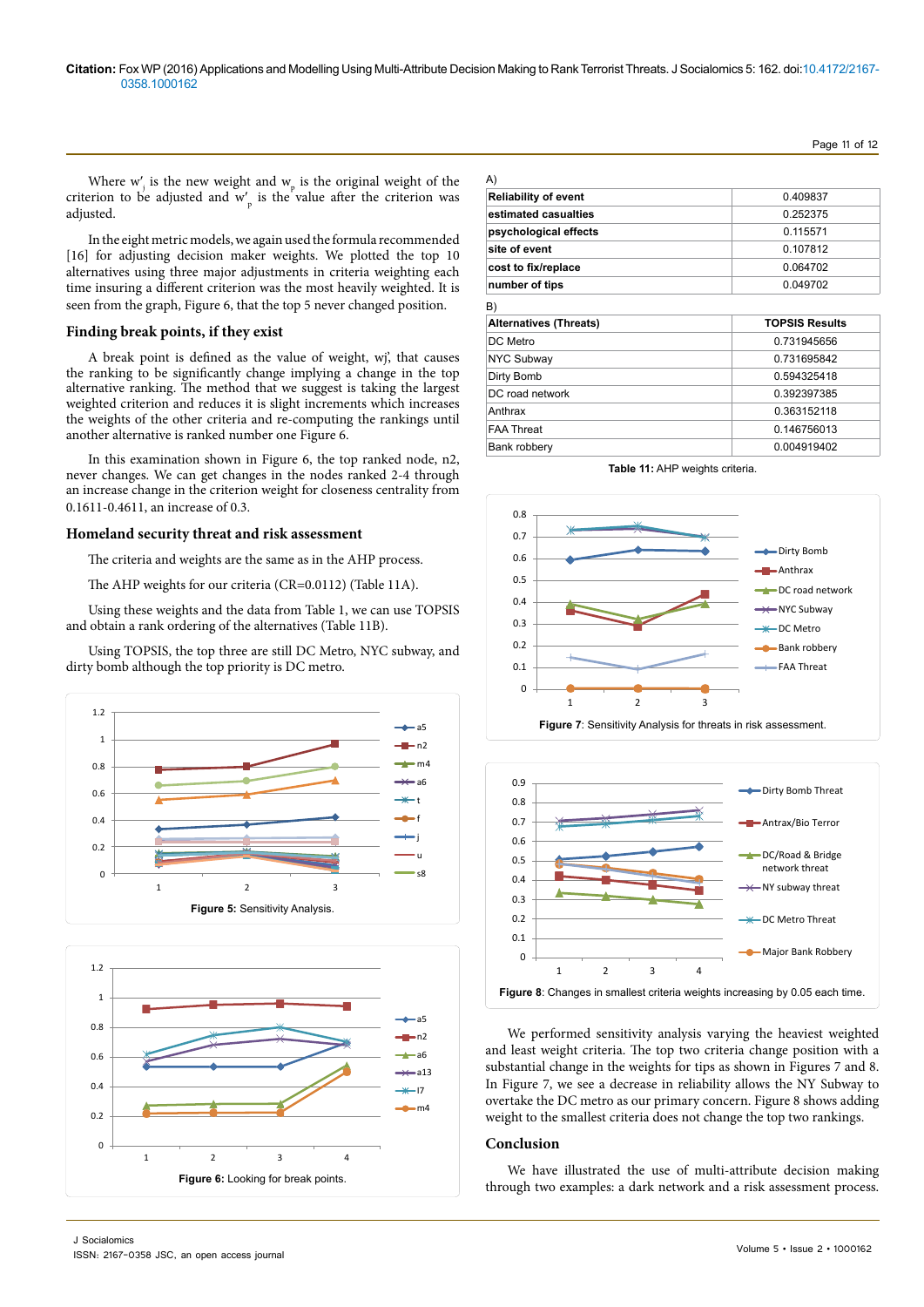Where $w'_j$ is the new weight and $w_p$ is the original weight of the criterion to be adjusted and $w'_p$ is the value after the criterion was adjusted.

In the eight metric models, we again used the formula recommended [16] for adjusting decision maker weights. We plotted the top 10 alternatives using three major adjustments in criteria weighting each time insuring a different criterion was the most heavily weighted. It is seen from the graph, Figure 6, that the top 5 never changed position.

### Finding break points, if they exist

A break point is defined as the value of weight, wj', that causes the ranking to be significantly change implying a change in the top alternative ranking. The method that we suggest is taking the largest weighted criterion and reduces it is slight increments which increases the weights of the other criteria and re-computing the rankings until another alternative is ranked number one Figure 6.

In this examination shown in Figure 6, the top ranked node, n2, never changes. We can get changes in the nodes ranked 2-4 through an increase change in the criterion weight for closeness centrality from 0.1611-0.4611, an increase of 0.3.

### Homeland security threat and risk assessment

The criteria and weights are the same as in the AHP process.

The AHP weights for our criteria (CR=0.0112) (Table 11A).

Using these weights and the data from Table 1, we can use TOPSIS and obtain a rank ordering of the alternatives (Table 11B).

Using TOPSIS, the top three are still DC Metro, NYC subway, and dirty bomb although the top priority is DC metro.

Figure 5: Sensitivity Analysis.

Figure 6: Looking for break points.

A)

| Reliability of event | 0.409837 |
|---|---|
| estimated casualties | 0.252375 |
| psychological effects | 0.115571 |
| site of event | 0.107812 |
| cost to fix/replace | 0.064702 |
| number of tips | 0.049702 |

B)

| Alternatives (Threats) | TOPSIS Results |
|---|---|
| DC Metro | 0.731945656 |
| NYC Subway | 0.731695842 |
| Dirty Bomb | 0.594325418 |
| DC road network | 0.392397385 |
| Anthrax | 0.363152118 |
| FAA Threat | 0.146756013 |
| Bank robbery | 0.004919402 |

Table 11: AHP weights criteria.

Figure 7: Sensitivity Analysis for threats in risk assessment.

Figure 8: Changes in smallest criteria weights increasing by 0.05 each time.

We performed sensitivity analysis varying the heaviest weighted and least weight criteria. The top two criteria change position with a substantial change in the weights for tips as shown in Figures 7 and 8. In Figure 7, we see a decrease in reliability allows the NY Subway to overtake the DC metro as our primary concern. Figure 8 shows adding weight to the smallest criteria does not change the top two rankings.

## Conclusion

We have illustrated the use of multi-attribute decision making through two examples: a dark network and a risk assessment process.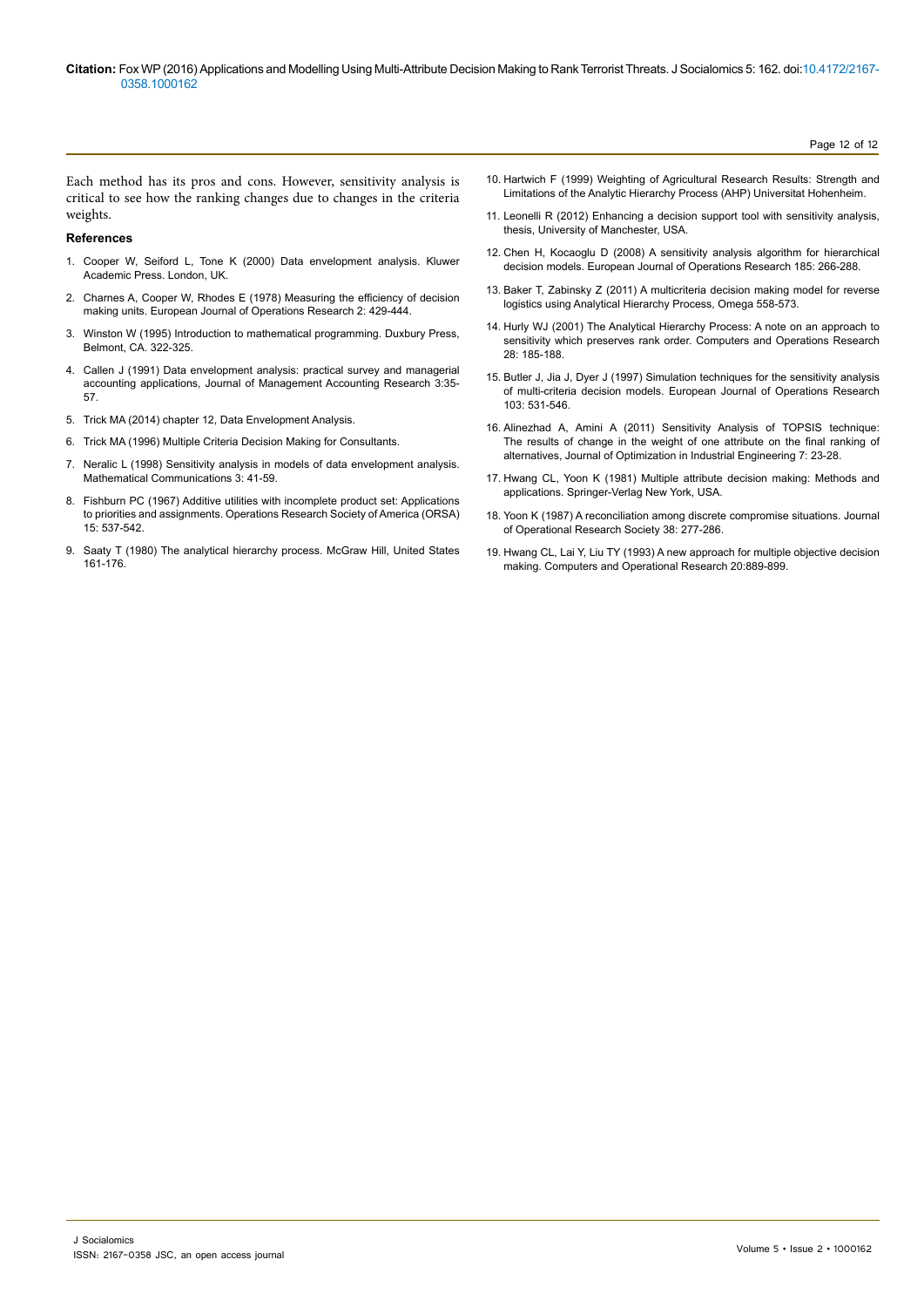Each method has its pros and cons. However, sensitivity analysis is critical to see how the ranking changes due to changes in the criteria weights.

### References

1. Cooper W, Seiford L, Tone K (2000) Data envelopment analysis. Kluwer Academic Press. London, UK.
2. Charnes A, Cooper W, Rhodes E (1978) Measuring the efficiency of decision making units. European Journal of Operations Research 2: 429-444.
3. Winston W (1995) Introduction to mathematical programming. Duxbury Press, Belmont, CA. 322-325.
4. Callen J (1991) Data envelopment analysis: practical survey and managerial accounting applications, Journal of Management Accounting Research 3:35-57.
5. Trick MA (2014) chapter 12, Data Envelopment Analysis.
6. Trick MA (1996) Multiple Criteria Decision Making for Consultants.
7. Neralic L (1998) Sensitivity analysis in models of data envelopment analysis. Mathematical Communications 3: 41-59.
8. Fishburn PC (1967) Additive utilities with incomplete product set: Applications to priorities and assignments. Operations Research Society of America (ORSA) 15: 537-542.
9. Saaty T (1980) The analytical hierarchy process. McGraw Hill, United States 161-176.
10. Hartwich F (1999) Weighting of Agricultural Research Results: Strength and Limitations of the Analytic Hierarchy Process (AHP) Universitat Hohenheim.
11. Leonelli R (2012) Enhancing a decision support tool with sensitivity analysis, thesis, University of Manchester, USA.
12. Chen H, Kocaoglu D (2008) A sensitivity analysis algorithm for hierarchical decision models. European Journal of Operations Research 185: 266-288.
13. Baker T, Zabinsky Z (2011) A multicriteria decision making model for reverse logistics using Analytical Hierarchy Process, Omega 558-573.
14. Hurly WJ (2001) The Analytical Hierarchy Process: A note on an approach to sensitivity which preserves rank order. Computers and Operations Research 28: 185-188.
15. Butler J, Jia J, Dyer J (1997) Simulation techniques for the sensitivity analysis of multi-criteria decision models. European Journal of Operations Research 103: 531-546.
16. Alinezhad A, Amini A (2011) Sensitivity Analysis of TOPSIS technique: The results of change in the weight of one attribute on the final ranking of alternatives, Journal of Optimization in Industrial Engineering 7: 23-28.
17. Hwang CL, Yoon K (1981) Multiple attribute decision making: Methods and applications. Springer-Verlag New York, USA.
18. Yoon K (1987) A reconciliation among discrete compromise situations. Journal of Operational Research Society 38: 277-286.
19. Hwang CL, Lai Y, Liu TY (1993) A new approach for multiple objective decision making. Computers and Operational Research 20:889-899.